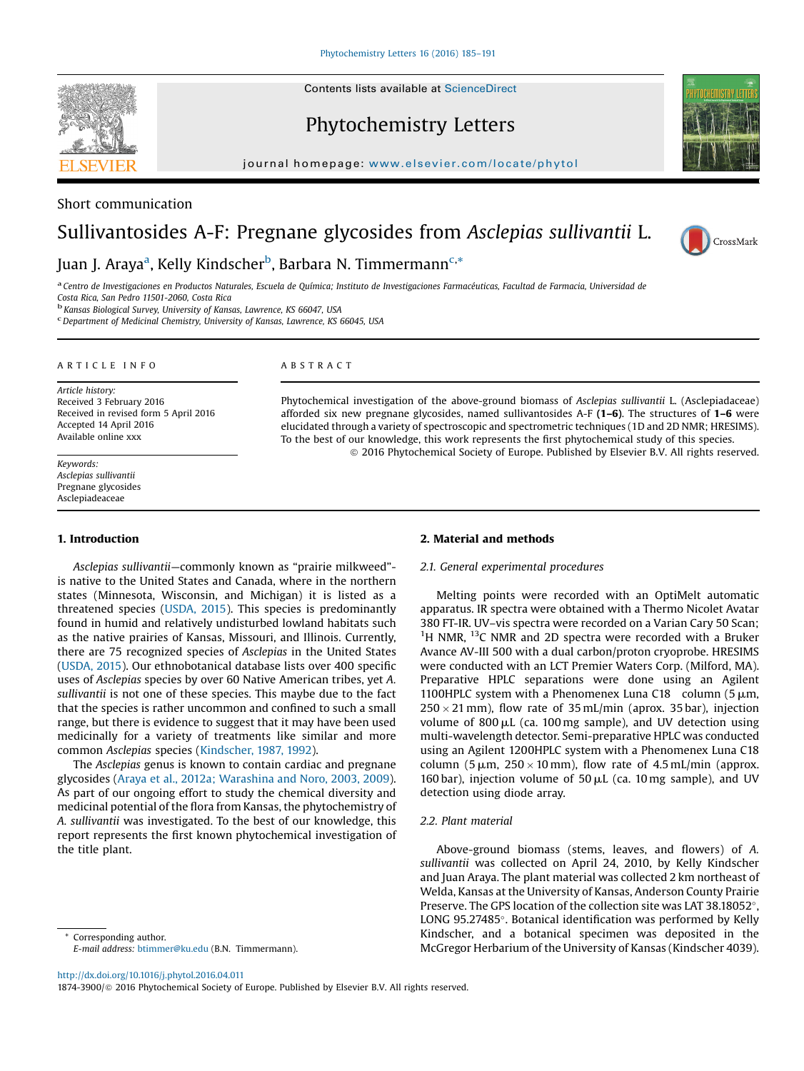Short communication

# Sullivantosides A-F: Pregnane glycosides from *Asclepias sullivantii* L.

Juan J. Araya[a], Kelly Kindscher[b], Barbara N. Timmermann[c,*]

[a] Centro de Investigaciones en Productos Naturales, Escuela de Química; Instituto de Investigaciones Farmacéuticas, Facultad de Farmacia, Universidad de Costa Rica, San Pedro 11501-2060, Costa Rica

[b] Kansas Biological Survey, University of Kansas, Lawrence, KS 66047, USA

[c] Department of Medicinal Chemistry, University of Kansas, Lawrence, KS 66045, USA

**ARTICLE INFO**

*Article history:*
Received 3 February 2016
Received in revised form 5 April 2016
Accepted 14 April 2016
Available online xxx

*Keywords:*
*Asclepias sullivantii*
Pregnane glycosides
Asclepiadeaceae

**ABSTRACT**

Phytochemical investigation of the above-ground biomass of *Asclepias sullivantii* L. (Asclepiadaceae) afforded six new pregnane glycosides, named sullivantosides A-F (**1–6**). The structures of **1–6** were elucidated through a variety of spectroscopic and spectrometric techniques (1D and 2D NMR; HRESIMS). To the best of our knowledge, this work represents the first phytochemical study of this species.

© 2016 Phytochemical Society of Europe. Published by Elsevier B.V. All rights reserved.

## 1. Introduction

*Asclepias sullivantii*—commonly known as "prairie milkweed"-is native to the United States and Canada, where in the northern states (Minnesota, Wisconsin, and Michigan) it is listed as a threatened species (USDA, 2015). This species is predominantly found in humid and relatively undisturbed lowland habitats such as the native prairies of Kansas, Missouri, and Illinois. Currently, there are 75 recognized species of *Asclepias* in the United States (USDA, 2015). Our ethnobotanical database lists over 400 specific uses of *Asclepias* species by over 60 Native American tribes, yet *A. sullivantii* is not one of these species. This maybe due to the fact that the species is rather uncommon and confined to such a small range, but there is evidence to suggest that it may have been used medicinally for a variety of treatments like similar and more common *Asclepias* species (Kindscher, 1987, 1992).

The *Asclepias* genus is known to contain cardiac and pregnane glycosides (Araya et al., 2012a; Warashina and Noro, 2003, 2009). As part of our ongoing effort to study the chemical diversity and medicinal potential of the flora from Kansas, the phytochemistry of *A. sullivantii* was investigated. To the best of our knowledge, this report represents the first known phytochemical investigation of the title plant.

## 2. Material and methods

### 2.1. General experimental procedures

Melting points were recorded with an OptiMelt automatic apparatus. IR spectra were obtained with a Thermo Nicolet Avatar 380 FT-IR. UV–vis spectra were recorded on a Varian Cary 50 Scan; $^1$H NMR, $^{13}$C NMR and 2D spectra were recorded with a Bruker Avance AV-III 500 with a dual carbon/proton cryoprobe. HRESIMS were conducted with an LCT Premier Waters Corp. (Milford, MA). Preparative HPLC separations were done using an Agilent 1100HPLC system with a Phenomenex Luna C18 column (5 μm, 250 × 21 mm), flow rate of 35 mL/min (aprox. 35 bar), injection volume of 800 μL (ca. 100 mg sample), and UV detection using multi-wavelength detector. Semi-preparative HPLC was conducted using an Agilent 1200HPLC system with a Phenomenex Luna C18 column (5 μm, 250 × 10 mm), flow rate of 4.5 mL/min (approx. 160 bar), injection volume of 50 μL (ca. 10 mg sample), and UV detection using diode array.

### 2.2. Plant material

Above-ground biomass (stems, leaves, and flowers) of *A. sullivantii* was collected on April 24, 2010, by Kelly Kindscher and Juan Araya. The plant material was collected 2 km northeast of Welda, Kansas at the University of Kansas, Anderson County Prairie Preserve. The GPS location of the collection site was LAT 38.18052°, LONG 95.27485°. Botanical identification was performed by Kelly Kindscher, and a botanical specimen was deposited in the McGregor Herbarium of the University of Kansas (Kindscher 4039).

\* Corresponding author.
*E-mail address:* btimmer@ku.edu (B.N. Timmermann).

http://dx.doi.org/10.1016/j.phytol.2016.04.011
1874-3900/© 2016 Phytochemical Society of Europe. Published by Elsevier B.V. All rights reserved.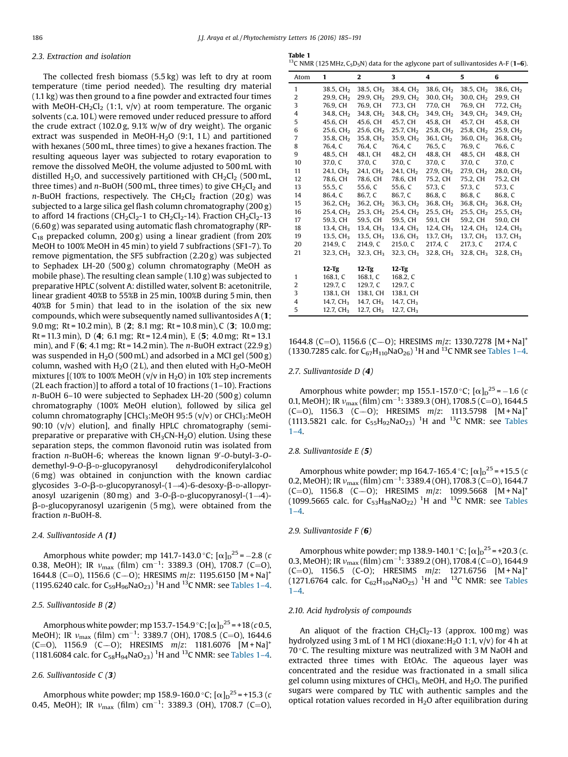### 2.3. Extraction and isolation

The collected fresh biomass (5.5 kg) was left to dry at room temperature (time period needed). The resulting dry material (1.1 kg) was then ground to a fine powder and extracted four times with MeOH-$CH_2Cl_2$ (1:1, v/v) at room temperature. The organic solvents (c.a. 10 L) were removed under reduced pressure to afford the crude extract (102.0 g, 9.1% w/w of dry weight). The organic extract was suspended in MeOH-$H_2O$ (9:1, 1 L) and partitioned with hexanes (500 mL, three times) to give a hexanes fraction. The resulting aqueous layer was subjected to rotary evaporation to remove the dissolved MeOH, the volume adjusted to 500 mL with distilled $H_2O$, and successively partitioned with $CH_2Cl_2$ (500 mL, three times) and *n*-BuOH (500 mL, three times) to give $CH_2Cl_2$ and *n*-BuOH fractions, respectively. The $CH_2Cl_2$ fraction (20 g) was subjected to a large silica gel flash column chromatography (200 g) to afford 14 fractions ($CH_2Cl_2$-1 to $CH_2Cl_2$-14). Fraction $CH_2Cl_2$-13 (6.60 g) was separated using automatic flash chromatography (RP-$C_{18}$ prepacked column, 200 g) using a linear gradient (from 20% MeOH to 100% MeOH in 45 min) to yield 7 subfractions (SF1-7). To remove pigmentation, the SF5 subfraction (2.20 g) was subjected to Sephadex LH-20 (500 g) column chromatography (MeOH as mobile phase). The resulting clean sample (1.10 g) was subjected to preparative HPLC (solvent A: distilled water, solvent B: acetonitrile, linear gradient 40%B to 55%B in 25 min, 100%B during 5 min, then 40%B for 5 min) that lead to in the isolation of the six new compounds, which were subsequently named sullivantosides A (**1**; 9.0 mg; Rt = 10.2 min), B (**2**; 8.1 mg; Rt = 10.8 min), C (**3**; 10.0 mg; Rt = 11.3 min), D (**4**; 6.1 mg; Rt = 12.4 min), E (**5**; 4.0 mg; Rt = 13.1 min), and F (**6**; 4.1 mg; Rt = 14.2 min). The *n*-BuOH extract (22.9 g) was suspended in $H_2O$ (500 mL) and adsorbed in a MCI gel (500 g) column, washed with $H_2O$ (2 L), and then eluted with $H_2O$-MeOH mixtures [(10% to 100% MeOH (v/v in $H_2O$) in 10% step increments (2L each fraction)] to afford a total of 10 fractions (1–10). Fractions *n*-BuOH 6–10 were subjected to Sephadex LH-20 (500 g) column chromatography (100% MeOH elution), followed by silica gel column chromatography [$CHCl_3$:MeOH 95:5 (v/v) or $CHCl_3$:MeOH 90:10 (v/v) elution], and finally HPLC chromatography (semi-preparative or preparative with $CH_3CN$-$H_2O$) elution. Using these separation steps, the common flavonoid rutin was isolated from fraction *n*-BuOH-6; whereas the known lignan 9′-*O*-butyl-3-*O*-demethyl-9-*O*-β-D-glucopyranosyl dehydrodiconiferylalcohol (6 mg) was obtained in conjunction with the known cardiac glycosides 3-*O*-β-D-glucopyranosyl-(1→4)-6-desoxy-β-D-allopyranosyl uzarigenin (80 mg) and 3-*O*-β-D-glucopyranosyl-(1→4)-β-D-glucopyranosyl uzarigenin (5 mg), were obtained from the fraction *n*-BuOH-8.

### 2.4. Sullivantoside A (*1*)

Amorphous white powder; mp 141.7-143.0 °C; $[\alpha]_D^{25}$ = −2.8 (*c* 0.38, MeOH); IR $\nu_{max}$ (film) $cm^{-1}$: 3389.3 (OH), 1708.7 (C=O), 1644.8 (C=O), 1156.6 (C—O); HRESIMS *m/z*: 1195.6150 $[M + Na]^+$ (1195.6240 calc. for $C_{59}H_{96}NaO_{23}$) $^1H$ and $^{13}C$ NMR: see Tables 1–4.

### 2.5. Sullivantoside B (*2*)

Amorphous white powder; mp 153.7-154.9 °C; $[\alpha]_D^{25}$ = +18 (*c* 0.5, MeOH); IR $\nu_{max}$ (film) $cm^{-1}$: 3389.7 (OH), 1708.5 (C=O), 1644.6 (C=O), 1156.9 (C—O); HRESIMS *m/z*: 1181.6076 $[M + Na]^+$ (1181.6084 calc. for $C_{58}H_{94}NaO_{23}$) $^1H$ and $^{13}C$ NMR: see Tables 1–4.

### 2.6. Sullivantoside C (*3*)

Amorphous white powder; mp 158.9-160.0 °C; $[\alpha]_D^{25}$ = +15.3 (*c* 0.45, MeOH); IR $\nu_{max}$ (film) $cm^{-1}$: 3389.3 (OH), 1708.7 (C=O), 1644.8 (C=O), 1156.6 (C—O); HRESIMS *m/z*: 1330.7278 $[M + Na]^+$ (1330.7285 calc. for $C_{67}H_{110}NaO_{26}$) $^1H$ and $^{13}C$ NMR see Tables 1–4.

**Table 1**
$^{13}C$ NMR (125 MHz, $C_5D_5N$) data for the aglycone part of sullivantosides A-F (**1–6**).

| Atom | 1 | 2 | 3 | 4 | 5 | 6 |
|---|---|---|---|---|---|---|
| 1 | 38.5, $CH_2$ | 38.5, $CH_2$ | 38.4, $CH_2$ | 38.6, $CH_2$ | 38.5, $CH_2$ | 38.6, $CH_2$ |
| 2 | 29.9, $CH_2$ | 29.9, $CH_2$ | 29.9, $CH_2$ | 30.0, $CH_2$ | 30.0, $CH_2$ | 29.9, CH |
| 3 | 76.9, CH | 76.9, CH | 77.3, CH | 77.0, CH | 76.9, CH | 77.2, $CH_2$ |
| 4 | 34.8, $CH_2$ | 34.8, $CH_2$ | 34.8, $CH_2$ | 34.9, $CH_2$ | 34.9, $CH_2$ | 34.9, $CH_2$ |
| 5 | 45.6, CH | 45.6, CH | 45.7, CH | 45.8, CH | 45.7, CH | 45.8, CH |
| 6 | 25.6, $CH_2$ | 25.6, $CH_2$ | 25.7, $CH_2$ | 25.8, $CH_2$ | 25.8, $CH_2$ | 25.9, $CH_2$ |
| 7 | 35.8, $CH_2$ | 35.8, $CH_2$ | 35.9, $CH_2$ | 36.1, $CH_2$ | 36.0, $CH_2$ | 36.8, $CH_2$ |
| 8 | 76.4, C | 76.4, C | 76.4, C | 76.5, C | 76.9, C | 76.6, C |
| 9 | 48.5, CH | 48.1, CH | 48.2, CH | 48.8, CH | 48.5, CH | 48.8, CH |
| 10 | 37.0, C | 37.0, C | 37.0, C | 37.0, C | 37.0, C | 37.0, C |
| 11 | 24.1, $CH_2$ | 24.1, $CH_2$ | 24.1, $CH_2$ | 27.9, $CH_2$ | 27.9, $CH_2$ | 28.0, $CH_2$ |
| 12 | 78.6, CH | 78.6, CH | 78.6, CH | 75.2, CH | 75.2, CH | 75.2, CH |
| 13 | 55.5, C | 55.6, C | 55.6, C | 57.3, C | 57.3, C | 57.3, C |
| 14 | 86.4, C | 86.7, C | 86.7, C | 86.8, C | 86.8, C | 86.8, C |
| 15 | 36.2, $CH_2$ | 36.2, $CH_2$ | 36.3, $CH_2$ | 36.8, $CH_2$ | 36.8, $CH_2$ | 36.8, $CH_2$ |
| 16 | 25.4, $CH_2$ | 25.3, $CH_2$ | 25.4, $CH_2$ | 25.5, $CH_2$ | 25.5, $CH_2$ | 25.5, $CH_2$ |
| 17 | 59.3, CH | 59.5, CH | 59.5, CH | 59.1, CH | 59.2, CH | 59.0, CH |
| 18 | 13.4, $CH_3$ | 13.4, $CH_3$ | 13.4, $CH_3$ | 12.4, $CH_3$ | 12.4, $CH_3$ | 12.4, $CH_3$ |
| 19 | 13.5, $CH_3$ | 13.5, $CH_3$ | 13.6, $CH_3$ | 13.7, $CH_3$ | 13.7, $CH_3$ | 13.7, $CH_3$ |
| 20 | 214.9, C | 214.9, C | 215.0, C | 217.4, C | 217.3, C | 217.4, C |
| 21 | 32.3, $CH_3$ | 32.3, $CH_3$ | 32.3, $CH_3$ | 32.8, $CH_3$ | 32.8, $CH_3$ | 32.8, $CH_3$ |
| | **12-Tg** | **12-Tg** | **12-Tg** | | | |
| 1 | 168.1, C | 168.1, C | 168.2, C | | | |
| 2 | 129.7, C | 129.7, C | 129.7, C | | | |
| 3 | 138.1, CH | 138.1, CH | 138.1, CH | | | |
| 4 | 14.7, $CH_3$ | 14.7, $CH_3$ | 14.7, $CH_3$ | | | |
| 5 | 12.7, $CH_3$ | 12.7, $CH_3$ | 12.7, $CH_3$ | | | |

### 2.7. Sullivantoside D (*4*)

Amorphous white powder; mp 155.1-157.0 °C; $[\alpha]_D^{25}$ = −1.6 (*c* 0.1, MeOH); IR $\nu_{max}$ (film) $cm^{-1}$: 3389.3 (OH), 1708.5 (C=O), 1644.5 (C=O), 1156.3 (C—O); HRESIMS *m/z*: 1113.5798 $[M + Na]^+$ (1113.5821 calc. for $C_{55}H_{92}NaO_{23}$) $^1H$ and $^{13}C$ NMR: see Tables 1–4.

### 2.8. Sullivantoside E (*5*)

Amorphous white powder; mp 164.7-165.4 °C; $[\alpha]_D^{25}$ = +15.5 (*c* 0.2, MeOH); IR $\nu_{max}$ (film) $cm^{-1}$: 3389.4 (OH), 1708.3 (C=O), 1644.7 (C=O), 1156.8 (C—O); HRESIMS *m/z*: 1099.5668 $[M + Na]^+$ (1099.5665 calc. for $C_{53}H_{88}NaO_{22}$) $^1H$ and $^{13}C$ NMR: see Tables 1–4.

### 2.9. Sullivantoside F (*6*)

Amorphous white powder; mp 138.9-140.1 °C; $[\alpha]_D^{25}$ = +20.3 (c. 0.3, MeOH); IR $\nu_{max}$ (film) $cm^{-1}$: 3389.2 (OH), 1708.4 (C=O), 1644.9 (C=O), 1156.5 (C-O); HRESIMS *m/z*: 1271.6756 $[M + Na]^+$ (1271.6764 calc. for $C_{62}H_{104}NaO_{25}$) $^1H$ and $^{13}C$ NMR: see Tables 1–4.

### 2.10. Acid hydrolysis of compounds

An aliquot of the fraction $CH_2Cl_2$-13 (approx. 100 mg) was hydrolyzed using 3 mL of 1 M HCl (dioxane:$H_2O$ 1:1, v/v) for 4 h at 70 °C. The resulting mixture was neutralized with 3 M NaOH and extracted three times with EtOAc. The aqueous layer was concentrated and the residue was fractionated in a small silica gel column using mixtures of $CHCl_3$, MeOH, and $H_2O$. The purified sugars were compared by TLC with authentic samples and the optical rotation values recorded in $H_2O$ after equilibration during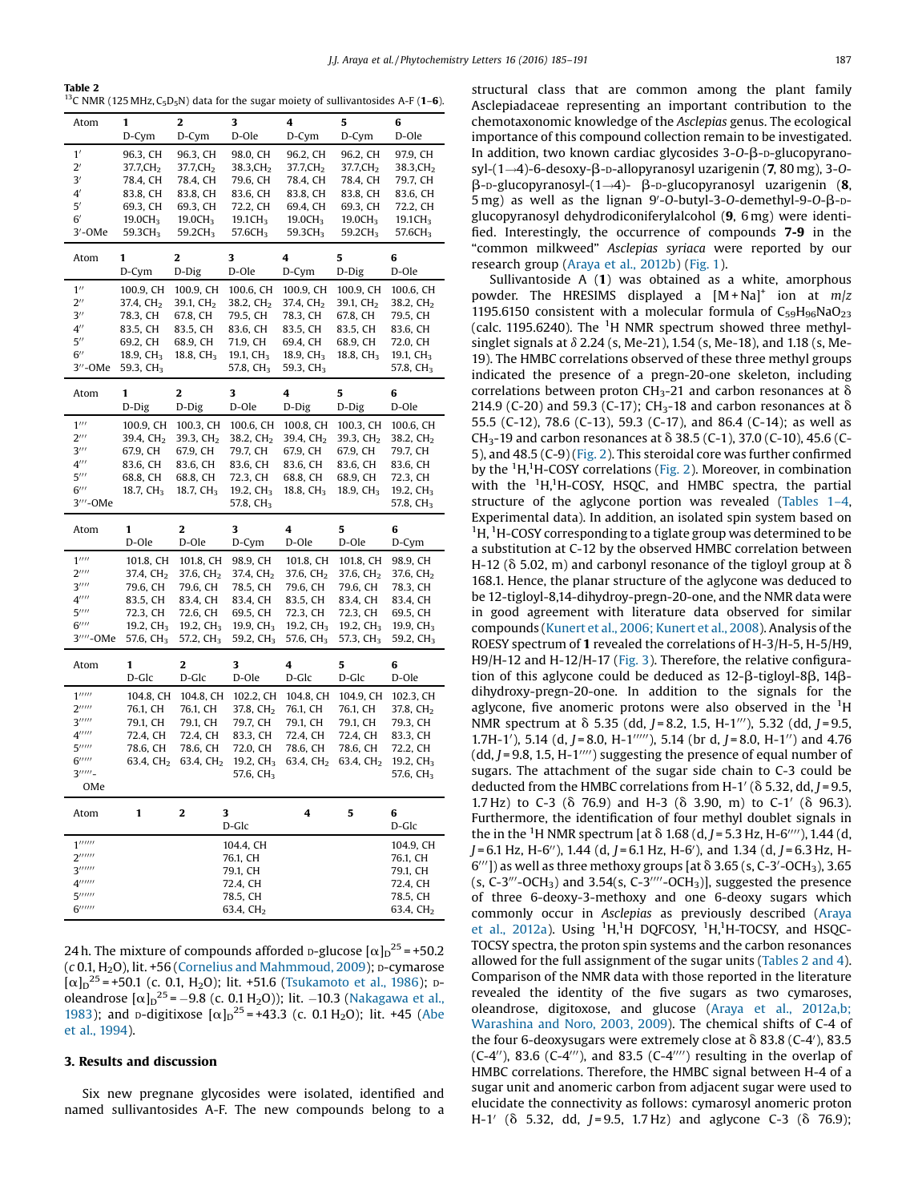**Table 2**
$^{13}$C NMR (125 MHz, $C_5D_5N$) data for the sugar moiety of sullivantosides A-F (**1**–**6**).

| Atom | **1** D-Cym | **2** D-Cym | **3** D-Ole | **4** D-Cym | **5** D-Cym | **6** D-Ole |
|---|---|---|---|---|---|---|
| 1′ | 96.3, CH | 96.3, CH | 98.0, CH | 96.2, CH | 96.2, CH | 97.9, CH |
| 2′ | 37.7,CH$_2$ | 37.7,CH$_2$ | 38.3,CH$_2$ | 37.7,CH$_2$ | 37.7,CH$_2$ | 38.3,CH$_2$ |
| 3′ | 78.4, CH | 78.4, CH | 79.6, CH | 78.4, CH | 78.4, CH | 79.7, CH |
| 4′ | 83.8, CH | 83.8, CH | 83.6, CH | 83.8, CH | 83.8, CH | 83.6, CH |
| 5′ | 69.3, CH | 69.3, CH | 72.2, CH | 69.4, CH | 69.3, CH | 72.2, CH |
| 6′ | 19.0CH$_3$ | 19.0CH$_3$ | 19.1CH$_3$ | 19.0CH$_3$ | 19.0CH$_3$ | 19.1CH$_3$ |
| 3′-OMe | 59.3CH$_3$ | 59.2CH$_3$ | 57.6CH$_3$ | 59.3CH$_3$ | 59.2CH$_3$ | 57.6CH$_3$ |
| **Atom** | **1** D-Cym | **2** D-Dig | **3** D-Ole | **4** D-Cym | **5** D-Dig | **6** D-Ole |
| 1″ | 100.9, CH | 100.9, CH | 100.6, CH | 100.9, CH | 100.9, CH | 100.6, CH |
| 2″ | 37.4, CH$_2$ | 39.1, CH$_2$ | 38.2, CH$_2$ | 37.4, CH$_2$ | 39.1, CH$_2$ | 38.2, CH$_2$ |
| 3″ | 78.3, CH | 67.8, CH | 79.5, CH | 78.3, CH | 67.8, CH | 79.5, CH |
| 4″ | 83.5, CH | 83.5, CH | 83.6, CH | 83.5, CH | 83.5, CH | 83.6, CH |
| 5″ | 69.2, CH | 68.9, CH | 71.9, CH | 69.4, CH | 68.9, CH | 72.0, CH |
| 6″ | 18.9, CH$_3$ | 18.8, CH$_3$ | 19.1, CH$_3$ | 18.9, CH$_3$ | 18.8, CH$_3$ | 19.1, CH$_3$ |
| 3″-OMe | 59.3, CH$_3$ | | 57.8, CH$_3$ | 59.3, CH$_3$ | | 57.8, CH$_3$ |
| **Atom** | **1** D-Dig | **2** D-Dig | **3** D-Ole | **4** D-Dig | **5** D-Dig | **6** D-Ole |
| 1‴ | 100.9, CH | 100.3, CH | 100.6, CH | 100.8, CH | 100.3, CH | 100.6, CH |
| 2‴ | 39.4, CH$_2$ | 39.3, CH$_2$ | 38.2, CH$_2$ | 39.4, CH$_2$ | 39.3, CH$_2$ | 38.2, CH$_2$ |
| 3‴ | 67.9, CH | 67.9, CH | 79.7, CH | 67.9, CH | 67.9, CH | 79.7, CH |
| 4‴ | 83.6, CH | 83.6, CH | 83.6, CH | 83.6, CH | 83.6, CH | 83.6, CH |
| 5‴ | 68.8, CH | 68.8, CH | 72.3, CH | 68.8, CH | 68.9, CH | 72.3, CH |
| 6‴ | 18.7, CH$_3$ | 18.7, CH$_3$ | 19.2, CH$_3$ | 18.8, CH$_3$ | 18.9, CH$_3$ | 19.2, CH$_3$ |
| 3‴-OMe | | | 57.8, CH$_3$ | | | 57.8, CH$_3$ |
| **Atom** | **1** D-Ole | **2** D-Ole | **3** D-Cym | **4** D-Ole | **5** D-Ole | **6** D-Cym |
| 1⁗ | 101.8, CH | 101.8, CH | 98.9, CH | 101.8, CH | 101.8, CH | 98.9, CH |
| 2⁗ | 37.4, CH$_2$ | 37.6, CH$_2$ | 37.4, CH$_2$ | 37.6, CH$_2$ | 37.6, CH$_2$ | 37.6, CH$_2$ |
| 3⁗ | 79.6, CH | 79.6, CH | 78.5, CH | 79.6, CH | 79.6, CH | 78.3, CH |
| 4⁗ | 83.5, CH | 83.4, CH | 83.4, CH | 83.5, CH | 83.4, CH | 83.4, CH |
| 5⁗ | 72.3, CH | 72.6, CH | 69.5, CH | 72.3, CH | 72.3, CH | 69.5, CH |
| 6⁗ | 19.2, CH$_3$ | 19.2, CH$_3$ | 19.9, CH$_3$ | 19.2, CH$_3$ | 19.2, CH$_3$ | 19.9, CH$_3$ |
| 3⁗-OMe | 57.6, CH$_3$ | 57.2, CH$_3$ | 59.2, CH$_3$ | 57.6, CH$_3$ | 57.3, CH$_3$ | 59.2, CH$_3$ |
| **Atom** | **1** D-Glc | **2** D-Glc | **3** D-Ole | **4** D-Glc | **5** D-Glc | **6** D-Ole |
| 1′′′′′ | 104.8, CH | 104.8, CH | 102.2, CH | 104.8, CH | 104.9, CH | 102.3, CH |
| 2′′′′′ | 76.1, CH | 76.1, CH | 37.8, CH$_2$ | 76.1, CH | 76.1, CH | 37.8, CH$_2$ |
| 3′′′′′ | 79.1, CH | 79.1, CH | 79.7, CH | 79.1, CH | 79.1, CH | 79.3, CH |
| 4′′′′′ | 72.4, CH | 72.4, CH | 83.3, CH | 72.4, CH | 72.4, CH | 83.3, CH |
| 5′′′′′ | 78.6, CH | 78.6, CH | 72.0, CH | 78.6, CH | 78.6, CH | 72.2, CH |
| 6′′′′′ | 63.4, CH$_2$ | 63.4, CH$_2$ | 19.2, CH$_3$ | 63.4, CH$_2$ | 63.4, CH$_2$ | 19.2, CH$_3$ |
| 3′′′′′-OMe | | | 57.6, CH$_3$ | | | 57.6, CH$_3$ |
| **Atom** | **1** | **2** | **3** D-Glc | **4** | **5** | **6** D-Glc |
| 1′′′′′′ | | | 104.4, CH | | | 104.9, CH |
| 2′′′′′′ | | | 76.1, CH | | | 76.1, CH |
| 3′′′′′′ | | | 79.1, CH | | | 79.1, CH |
| 4′′′′′′ | | | 72.4, CH | | | 72.4, CH |
| 5′′′′′′ | | | 78.5, CH | | | 78.5, CH |
| 6′′′′′′ | | | 63.4, CH$_2$ | | | 63.4, CH$_2$ |

24 h. The mixture of compounds afforded D-glucose $[\alpha]_D^{25}$ = +50.2 (*c* 0.1, $H_2O$), lit. +56 (Cornelius and Mahmmoud, 2009); D-cymarose $[\alpha]_D^{25}$ = +50.1 (c. 0.1, $H_2O$); lit. +51.6 (Tsukamoto et al., 1986); D-oleandrose $[\alpha]_D^{25}$ = −9.8 (c. 0.1 $H_2O$)); lit. −10.3 (Nakagawa et al., 1983); and D-digitixose $[\alpha]_D^{25}$ = +43.3 (c. 0.1 $H_2O$); lit. +45 (Abe et al., 1994).

## 3. Results and discussion

Six new pregnane glycosides were isolated, identified and named sullivantosides A-F. The new compounds belong to a structural class that are common among the plant family Asclepiadaceae representing an important contribution to the chemotaxonomic knowledge of the *Asclepias* genus. The ecological importance of this compound collection remain to be investigated. In addition, two known cardiac glycosides 3-*O*-β-D-glucopyranosyl-(1→4)-6-desoxy-β-D-allopyranosyl uzarigenin (**7**, 80 mg), 3-*O*-β-D-glucopyranosyl-(1→4)- β-D-glucopyranosyl uzarigenin (**8**, 5 mg) as well as the lignan 9′-*O*-butyl-3-*O*-demethyl-9-*O*-β-D-glucopyranosyl dehydrodiconiferylalcohol (**9**, 6 mg) were identified. Interestingly, the occurrence of compounds **7-9** in the "common milkweed" *Asclepias syriaca* were reported by our research group (Araya et al., 2012b) (Fig. 1).

Sullivantoside A (**1**) was obtained as a white, amorphous powder. The HRESIMS displayed a $[M+Na]^+$ ion at *m/z* 1195.6150 consistent with a molecular formula of $C_{59}H_{96}NaO_{23}$ (calc. 1195.6240). The $^1$H NMR spectrum showed three methyl-singlet signals at δ 2.24 (s, Me-21), 1.54 (s, Me-18), and 1.18 (s, Me-19). The HMBC correlations observed of these three methyl groups indicated the presence of a pregn-20-one skeleton, including correlations between proton $CH_3$-21 and carbon resonances at δ 214.9 (C-20) and 59.3 (C-17); $CH_3$-18 and carbon resonances at δ 55.5 (C-12), 78.6 (C-13), 59.3 (C-17), and 86.4 (C-14); as well as $CH_3$-19 and carbon resonances at δ 38.5 (C-1), 37.0 (C-10), 45.6 (C-5), and 48.5 (C-9) (Fig. 2). This steroidal core was further confirmed by the $^1$H,$^1$H-COSY correlations (Fig. 2). Moreover, in combination with the $^1$H,$^1$H-COSY, HSQC, and HMBC spectra, the partial structure of the aglycone portion was revealed (Tables 1–4, Experimental data). In addition, an isolated spin system based on $^1$H, $^1$H-COSY corresponding to a tiglate group was determined to be a substitution at C-12 by the observed HMBC correlation between H-12 (δ 5.02, m) and carbonyl resonance of the tigloyl group at δ 168.1. Hence, the planar structure of the aglycone was deduced to be 12-tigloyl-8,14-dihydroy-pregn-20-one, and the NMR data were in good agreement with literature data observed for similar compounds (Kunert et al., 2006; Kunert et al., 2008). Analysis of the ROESY spectrum of **1** revealed the correlations of H-3/H-5, H-5/H9, H9/H-12 and H-12/H-17 (Fig. 3). Therefore, the relative configuration of this aglycone could be deduced as 12-β-tigloyl-8β, 14β-dihydroxy-pregn-20-one. In addition to the signals for the aglycone, five anomeric protons were also observed in the $^1$H NMR spectrum at δ 5.35 (dd, *J* = 8.2, 1.5, H-1‴), 5.32 (dd, *J* = 9.5, 1.7H-1′), 5.14 (d, *J* = 8.0, H-1′′′′′), 5.14 (br d, *J* = 8.0, H-1″) and 4.76 (dd, *J* = 9.8, 1.5, H-1⁗) suggesting the presence of equal number of sugars. The attachment of the sugar side chain to C-3 could be deducted from the HMBC correlations from H-1′ (δ 5.32, dd, *J* = 9.5, 1.7 Hz) to C-3 (δ 76.9) and H-3 (δ 3.90, m) to C-1′ (δ 96.3). Furthermore, the identification of four methyl doublet signals in the in the $^1$H NMR spectrum [at δ 1.68 (d, *J* = 5.3 Hz, H-6⁗), 1.44 (d, *J* = 6.1 Hz, H-6″), 1.44 (d, *J* = 6.1 Hz, H-6′), and 1.34 (d, *J* = 6.3 Hz, H-6‴]) as well as three methoxy groups [at δ 3.65 (s, C-3′-$OCH_3$), 3.65 (s, C-3‴-$OCH_3$) and 3.54(s, C-3⁗-$OCH_3$)], suggested the presence of three 6-deoxy-3-methoxy and one 6-deoxy sugars which commonly occur in *Asclepias* as previously described (Araya et al., 2012a). Using $^1$H,$^1$H DQFCOSY, $^1$H,$^1$H-TOCSY, and HSQC-TOCSY spectra, the proton spin systems and the carbon resonances allowed for the full assignment of the sugar units (Tables 2 and 4). Comparison of the NMR data with those reported in the literature revealed the identity of the five sugars as two cymaroses, oleandrose, digitoxose, and glucose (Araya et al., 2012a,b; Warashina and Noro, 2003, 2009). The chemical shifts of C-4 of the four 6-deoxysugars were extremely close at δ 83.8 (C-4′), 83.5 (C-4″), 83.6 (C-4‴), and 83.5 (C-4⁗) resulting in the overlap of HMBC correlations. Therefore, the HMBC signal between H-4 of a sugar unit and anomeric carbon from adjacent sugar were used to elucidate the connectivity as follows: cymarosyl anomeric proton H-1′ (δ 5.32, dd, *J* = 9.5, 1.7 Hz) and aglycone C-3 (δ 76.9);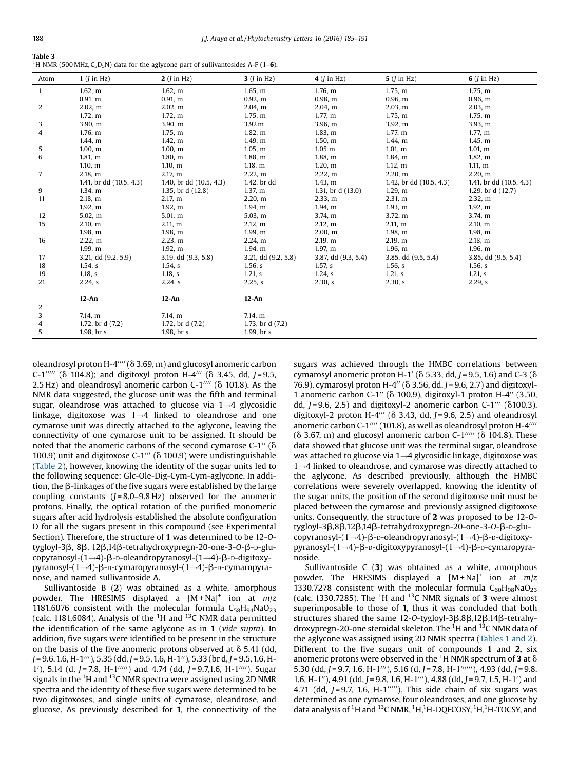**Table 3**
$^1$H NMR (500 MHz, $C_5D_5N$) data for the aglycone part of sullivantosides A-F (**1**–**6**).

| Atom | **1** (*J* in Hz) | **2** (*J* in Hz) | **3** (*J* in Hz) | **4** (*J* in Hz) | **5** (*J* in Hz) | **6** (*J* in Hz) |
|---|---|---|---|---|---|---|
| 1 | 1.62, m | 1.62, m | 1.65, m | 1.76, m | 1.75, m | 1.75, m |
| | 0.91, m | 0.91, m | 0.92, m | 0.98, m | 0.96, m | 0.96, m |
| 2 | 2.02, m | 2.02, m | 2.04, m | 2.04, m | 2.03, m | 2.03, m |
| | 1.72, m | 1.72, m | 1.75, m | 1.77, m | 1.75, m | 1.75, m |
| 3 | 3.90, m | 3.90, m | 3.92 m | 3.96, m | 3.92, m | 3.93, m |
| 4 | 1.76, m | 1.75, m | 1.82, m | 1.83, m | 1.77, m | 1.77, m |
| | 1.44, m | 1.42, m | 1.49, m | 1.50, m | 1.44, m | 1.45, m |
| 5 | 1.00, m | 1.00, m | 1.05, m | 1.05 m | 1.01, m | 1.01, m |
| 6 | 1.81, m | 1.80, m | 1.88, m | 1.88, m | 1.84, m | 1.82, m |
| | 1.10, m | 1.10, m | 1.18, m | 1.20, m | 1.12, m | 1.11, m |
| 7 | 2.18, m | 2.17, m | 2.22, m | 2.22, m | 2.20, m | 2.20, m |
| | 1.41, br dd (10.5, 4.3) | 1.40, br dd (10.5, 4.3) | 1.42, br dd | 1.43, m | 1.42, br dd (10.5, 4.3) | 1.41, br dd (10.5, 4.3) |
| 9 | 1.34, m | 1.35, br d (12.8) | 1.37, m | 1.31, br d (13.0) | 1.29, m | 1.29, br d (12.7) |
| 11 | 2.18, m | 2.17, m | 2.20, m | 2.33, m | 2.31, m | 2.32, m |
| | 1.92, m | 1.92, m | 1.94, m | 1.94, m | 1.93, m | 1.92, m |
| 12 | 5.02, m | 5.01, m | 5.03, m | 3.74, m | 3.72, m | 3.74, m |
| 15 | 2.10, m | 2.11, m | 2.12, m | 2.12, m | 2.11, m | 2.10, m |
| | 1.98, m | 1.98, m | 1.99, m | 2.00, m | 1.98, m | 1.98, m |
| 16 | 2.22, m | 2.23, m | 2.24, m | 2.19, m | 2.19, m | 2.18, m |
| | 1.99, m | 1.92, m | 1.94, m | 1.97, m | 1.96, m | 1.96, m |
| 17 | 3.21, dd (9.2, 5.9) | 3.19, dd (9.3, 5.8) | 3.21, dd (9.2, 5.8) | 3.87, dd (9.3, 5.4) | 3.85, dd (9.5, 5.4) | 3.85, dd (9.5, 5.4) |
| 18 | 1.54, s | 1.54, s | 1.56, s | 1.57, s | 1.56, s | 1.56, s |
| 19 | 1.18, s | 1.18, s | 1.21, s | 1.24, s | 1.21, s | 1.21, s |
| 21 | 2.24, s | 2.24, s | 2.25, s | 2.30, s | 2.30, s | 2.29, s |
| | **12-An** | **12-An** | **12-An** | | | |
| 2 | | | | | | |
| 3 | 7.14, m | 7.14, m | 7.14, m | | | |
| 4 | 1.72, br d (7.2) | 1.72, br d (7.2) | 1.73, br d (7.2) | | | |
| 5 | 1.98, br s | 1.98, br s | 1.99, br s | | | |

oleandrosyl proton H-4'''' (δ 3.69, m) and glucosyl anomeric carbon C-1''''' (δ 104.8); and digitoxyl proton H-4''' (δ 3.45, dd, *J* = 9.5, 2.5 Hz) and oleandrosyl anomeric carbon C-1'''' (δ 101.8). As the NMR data suggested, the glucose unit was the fifth and terminal sugar, oleandrose was attached to glucose via 1→4 glycosidic linkage, digitoxose was 1→4 linked to oleandrose and one cymarose unit was directly attached to the aglycone, leaving the connectivity of one cymarose unit to be assigned. It should be noted that the anomeric carbons of the second cymarose C-1'' (δ 100.9) unit and digitoxose C-1''' (δ 100.9) were undistinguishable (Table 2), however, knowing the identity of the sugar units led to the following sequence: Glc-Ole-Dig-Cym-Cym-aglycone. In addition, the β-linkages of the five sugars were established by the large coupling constants (*J* = 8.0–9.8 Hz) observed for the anomeric protons. Finally, the optical rotation of the purified monomeric sugars after acid hydrolysis established the absolute configuration D for all the sugars present in this compound (see Experimental Section). Therefore, the structure of **1** was determined to be 12-*O*-tygloyl-3β, 8β, 12β,14β-tetrahydroxypregn-20-one-3-*O*-β-D-glucopyranosyl-(1→4)-β-D-oleandropyranosyl-(1→4)-β-D-digitoxypyranosyl-(1→4)-β-D-cymaropyranosyl-(1→4)-β-D-cymaropyranose, and named sullivantoside A.

Sullivantoside B (**2**) was obtained as a white, amorphous powder. The HRESIMS displayed a $[M + Na]^+$ ion at *m*/*z* 1181.6076 consistent with the molecular formula $C_{58}H_{94}NaO_{23}$ (calc. 1181.6084). Analysis of the $^1$H and $^{13}$C NMR data permitted the identification of the same aglycone as in **1** (*vide supra*). In addition, five sugars were identified to be present in the structure on the basis of the five anomeric protons observed at δ 5.41 (dd, *J* = 9.6, 1.6, H-1'''), 5.35 (dd, *J* = 9.5, 1.6, H-1''), 5.33 (br d, *J* = 9.5, 1.6, H-1'), 5.14 (d, *J* = 7.8, H-1''''') and 4.74 (dd, *J* = 9.7,1.6, H-1''''). Sugar signals in the $^1$H and $^{13}$C NMR spectra were assigned using 2D NMR spectra and the identity of these five sugars were determined to be two digitoxoses, and single units of cymarose, oleandrose, and glucose. As previously described for **1**, the connectivity of the sugars was achieved through the HMBC correlations between cymarosyl anomeric proton H-1' (δ 5.33, dd, *J* = 9.5, 1.6) and C-3 (δ 76.9), cymarosyl proton H-4'' (δ 3.56, dd, *J* = 9.6, 2.7) and digitoxyl-1 anomeric carbon C-1'' (δ 100.9), digitoxyl-1 proton H-4'' (3.50, dd, *J* = 9.6, 2.5) and digitoxyl-2 anomeric carbon C-1''' (δ100.3), digitoxyl-2 proton H-4''' (δ 3.43, dd, *J* = 9.6, 2.5) and oleandrosyl anomeric carbon C-1'''' (101.8), as well as oleandrosyl proton H-4'''' (δ 3.67, m) and glucosyl anomeric carbon C-1''''' (δ 104.8). These data showed that glucose unit was the terminal sugar, oleandrose was attached to glucose via 1→4 glycosidic linkage, digitoxose was 1→4 linked to oleandrose, and cymarose was directly attached to the aglycone. As described previously, although the HMBC correlations were severely overlapped, knowing the identity of the sugar units, the position of the second digitoxose unit must be placed between the cymarose and previously assigned digitoxose units. Consequently, the structure of **2** was proposed to be 12-*O*-tygloyl-3β,8β,12β,14β-tetrahydroxypregn-20-one-3-*O*-β-D-glucopyranosyl-(1→4)-β-D-oleandropyranosyl-(1→4)-β-D-digitoxypyranosyl-(1→4)-β-D-digitoxypyranosyl-(1→4)-β-D-cymaropyranoside.

Sullivantoside C (**3**) was obtained as a white, amorphous powder. The HRESIMS displayed a $[M + Na]^+$ ion at *m*/*z* 1330.7278 consistent with the molecular formula $C_{60}H_{98}NaO_{23}$ (calc. 1330.7285). The $^1$H and $^{13}$C NMR signals of **3** were almost superimposable to those of **1**, thus it was concluded that both structures shared the same 12-*O*-tygloyl-3β,8β,12β,14β-tetrahydroxypregn-20-one steroidal skeleton. The $^1$H and $^{13}$C NMR data of the aglycone was assigned using 2D NMR spectra (Tables 1 and 2). Different to the five sugars unit of compounds **1** and **2**, six anomeric protons were observed in the $^1$H NMR spectrum of **3** at δ 5.30 (dd, *J* = 9.7, 1.6, H-1'''), 5.16 (d, *J* = 7.8, H-1''''''), 4.93 (dd, *J* = 9.8, 1.6, H-1''), 4.91 (dd, *J* = 9.8, 1.6, H-1'''), 4.88 (dd, *J* = 9.7, 1.5, H-1') and 4.71 (dd, *J* = 9.7, 1.6, H-1'''''). This side chain of six sugars was determined as one cymarose, four oleandroses, and one glucose by data analysis of $^1$H and $^{13}$C NMR, $^1$H,$^1$H-DQFCOSY, $^1$H,$^1$H-TOCSY, and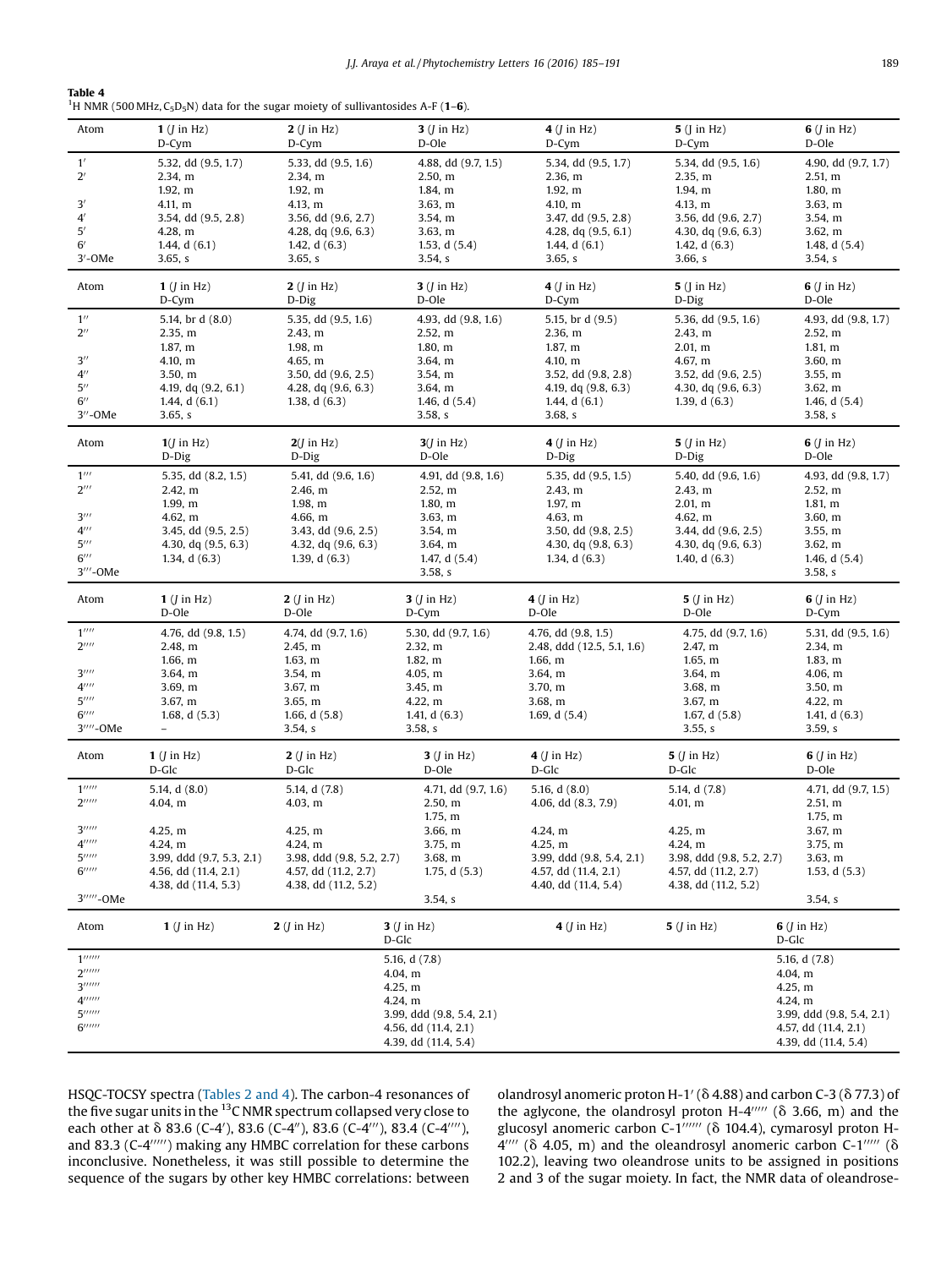**Table 4**
$^1$H NMR (500 MHz, $C_5D_5N$) data for the sugar moiety of sullivantosides A-F (**1**–**6**).

| Atom | **1** (*J* in Hz) D-Cym | **2** (*J* in Hz) D-Cym | **3** (*J* in Hz) D-Ole | **4** (*J* in Hz) D-Cym | **5** (J in Hz) D-Cym | **6** (*J* in Hz) D-Ole |
|---|---|---|---|---|---|---|
| 1′ | 5.32, dd (9.5, 1.7) | 5.33, dd (9.5, 1.6) | 4.88, dd (9.7, 1.5) | 5.34, dd (9.5, 1.7) | 5.34, dd (9.5, 1.6) | 4.90, dd (9.7, 1.7) |
| 2′ | 2.34, m | 2.34, m | 2.50, m | 2.36, m | 2.35, m | 2.51, m |
| | 1.92, m | 1.92, m | 1.84, m | 1.92, m | 1.94, m | 1.80, m |
| 3′ | 4.11, m | 4.13, m | 3.63, m | 4.10, m | 4.13, m | 3.63, m |
| 4′ | 3.54, dd (9.5, 2.8) | 3.56, dd (9.6, 2.7) | 3.54, m | 3.47, dd (9.5, 2.8) | 3.56, dd (9.6, 2.7) | 3.54, m |
| 5′ | 4.28, m | 4.28, dq (9.6, 6.3) | 3.63, m | 4.28, dq (9.5, 6.1) | 4.30, dq (9.6, 6.3) | 3.62, m |
| 6′ | 1.44, d (6.1) | 1.42, d (6.3) | 1.53, d (5.4) | 1.44, d (6.1) | 1.42, d (6.3) | 1.48, d (5.4) |
| 3′-OMe | 3.65, s | 3.65, s | 3.54, s | 3.65, s | 3.66, s | 3.54, s |
| **Atom** | **1** (*J* in Hz) D-Cym | **2** (*J* in Hz) D-Dig | **3** (*J* in Hz) D-Ole | **4** (*J* in Hz) D-Cym | **5** (*J* in Hz) D-Dig | **6** (*J* in Hz) D-Ole |
| 1″ | 5.14, br d (8.0) | 5.35, dd (9.5, 1.6) | 4.93, dd (9.8, 1.6) | 5.15, br d (9.5) | 5.36, dd (9.5, 1.6) | 4.93, dd (9.8, 1.7) |
| 2″ | 2.35, m | 2.43, m | 2.52, m | 2.36, m | 2.43, m | 2.52, m |
| | 1.87, m | 1.98, m | 1.80, m | 1.87, m | 2.01, m | 1.81, m |
| 3″ | 4.10, m | 4.65, m | 3.64, m | 4.10, m | 4.67, m | 3.60, m |
| 4″ | 3.50, m | 3.50, dd (9.6, 2.5) | 3.54, m | 3.52, dd (9.8, 2.8) | 3.52, dd (9.6, 2.5) | 3.55, m |
| 5″ | 4.19, dq (9.2, 6.1) | 4.28, dq (9.6, 6.3) | 3.64, m | 4.19, dq (9.8, 6.3) | 4.30, dq (9.6, 6.3) | 3.62, m |
| 6″ | 1.44, d (6.1) | 1.38, d (6.3) | 1.46, d (5.4) | 1.44, d (6.1) | 1.39, d (6.3) | 1.46, d (5.4) |
| 3″-OMe | 3.65, s | | 3.58, s | 3.68, s | | 3.58, s |
| **Atom** | **1** (*J* in Hz) D-Dig | **2** (*J* in Hz) D-Dig | **3** (*J* in Hz) D-Ole | **4** (*J* in Hz) D-Dig | **5** (*J* in Hz) D-Dig | **6** (*J* in Hz) D-Ole |
| 1‴ | 5.35, dd (8.2, 1.5) | 5.41, dd (9.6, 1.6) | 4.91, dd (9.8, 1.6) | 5.35, dd (9.5, 1.5) | 5.40, dd (9.6, 1.6) | 4.93, dd (9.8, 1.7) |
| 2‴ | 2.42, m | 2.46, m | 2.52, m | 2.43, m | 2.43, m | 2.52, m |
| | 1.99, m | 1.98, m | 1.80, m | 1.97, m | 2.01, m | 1.81, m |
| 3‴ | 4.62, m | 4.66, m | 3.63, m | 4.63, m | 4.62, m | 3.60, m |
| 4‴ | 3.45, dd (9.5, 2.5) | 3.43, dd (9.6, 2.5) | 3.54, m | 3.50, dd (9.8, 2.5) | 3.44, dd (9.6, 2.5) | 3.55, m |
| 5‴ | 4.30, dq (9.5, 6.3) | 4.32, dq (9.6, 6.3) | 3.64, m | 4.30, dq (9.8, 6.3) | 4.30, dq (9.6, 6.3) | 3.62, m |
| 6‴ | 1.34, d (6.3) | 1.39, d (6.3) | 1.47, d (5.4) | 1.34, d (6.3) | 1.40, d (6.3) | 1.46, d (5.4) |
| 3‴-OMe | | | 3.58, s | | | 3.58, s |
| **Atom** | **1** (*J* in Hz) D-Ole | **2** (*J* in Hz) D-Ole | **3** (*J* in Hz) D-Cym | **4** (*J* in Hz) D-Ole | **5** (*J* in Hz) D-Ole | **6** (*J* in Hz) D-Cym |
| 1⁗ | 4.76, dd (9.8, 1.5) | 4.74, dd (9.7, 1.6) | 5.30, dd (9.7, 1.6) | 4.76, dd (9.8, 1.5) | 4.75, dd (9.7, 1.6) | 5.31, dd (9.5, 1.6) |
| 2⁗ | 2.48, m | 2.45, m | 2.32, m | 2.48, ddd (12.5, 5.1, 1.6) | 2.47, m | 2.34, m |
| | 1.66, m | 1.63, m | 1.82, m | 1.66, m | 1.65, m | 1.83, m |
| 3⁗ | 3.64, m | 3.54, m | 4.05, m | 3.64, m | 3.64, m | 4.06, m |
| 4⁗ | 3.69, m | 3.67, m | 3.45, m | 3.70, m | 3.68, m | 3.50, m |
| 5⁗ | 3.67, m | 3.65, m | 4.22, m | 3.68, m | 3.67, m | 4.22, m |
| 6⁗ | 1.68, d (5.3) | 1.66, d (5.8) | 1.41, d (6.3) | 1.69, d (5.4) | 1.67, d (5.8) | 1.41, d (6.3) |
| 3⁗-OMe | – | 3.54, s | 3.58, s | | 3.55, s | 3.59, s |
| **Atom** | **1** (*J* in Hz) D-Glc | **2** (*J* in Hz) D-Glc | **3** (*J* in Hz) D-Ole | **4** (*J* in Hz) D-Glc | **5** (*J* in Hz) D-Glc | **6** (*J* in Hz) D-Ole |
| 1‴″ | 5.14, d (8.0) | 5.14, d (7.8) | 4.71, dd (9.7, 1.6) | 5.16, d (8.0) | 5.14, d (7.8) | 4.71, dd (9.7, 1.5) |
| 2‴″ | 4.04, m | 4.03, m | 2.50, m | 4.06, dd (8.3, 7.9) | 4.01, m | 2.51, m |
| | | | 1.75, m | | | 1.75, m |
| 3‴″ | 4.25, m | 4.25, m | 3.66, m | 4.24, m | 4.25, m | 3.67, m |
| 4‴″ | 4.24, m | 4.24, m | 3.75, m | 4.25, m | 4.24, m | 3.75, m |
| 5‴″ | 3.99, ddd (9.7, 5.3, 2.1) | 3.98, ddd (9.8, 5.2, 2.7) | 3.68, m | 3.99, ddd (9.8, 5.4, 2.1) | 3.98, ddd (9.8, 5.2, 2.7) | 3.63, m |
| 6‴″ | 4.56, dd (11.4, 2.1) | 4.57, dd (11.2, 2.7) | 1.75, d (5.3) | 4.57, dd (11.4, 2.1) | 4.57, dd (11.2, 2.7) | 1.53, d (5.3) |
| | 4.38, dd (11.4, 5.3) | 4.38, dd (11.2, 5.2) | | 4.40, dd (11.4, 5.4) | 4.38, dd (11.2, 5.2) | |
| 3‴″-OMe | | | 3.54, s | | | 3.54, s |
| **Atom** | **1** (*J* in Hz) | **2** (*J* in Hz) | **3** (*J* in Hz) D-Glc | **4** (*J* in Hz) | **5** (*J* in Hz) | **6** (*J* in Hz) D-Glc |
| 1⁗″ | | | 5.16, d (7.8) | | | 5.16, d (7.8) |
| 2⁗″ | | | 4.04, m | | | 4.04, m |
| 3⁗″ | | | 4.25, m | | | 4.25, m |
| 4⁗″ | | | 4.24, m | | | 4.24, m |
| 5⁗″ | | | 3.99, ddd (9.8, 5.4, 2.1) | | | 3.99, ddd (9.8, 5.4, 2.1) |
| 6⁗″ | | | 4.56, dd (11.4, 2.1) | | | 4.57, dd (11.4, 2.1) |
| | | | 4.39, dd (11.4, 5.4) | | | 4.39, dd (11.4, 5.4) |

HSQC-TOCSY spectra (Tables 2 and 4). The carbon-4 resonances of the five sugar units in the $^{13}$C NMR spectrum collapsed very close to each other at δ 83.6 (C-4′), 83.6 (C-4″), 83.6 (C-4‴), 83.4 (C-4⁗), and 83.3 (C-4‴″) making any HMBC correlation for these carbons inconclusive. Nonetheless, it was still possible to determine the sequence of the sugars by other key HMBC correlations: between olandrosyl anomeric proton H-1′ (δ 4.88) and carbon C-3 (δ 77.3) of the aglycone, the olandrosyl proton H-4‴″ (δ 3.66, m) and the glucosyl anomeric carbon C-1⁗″ (δ 104.4), cymarosyl proton H-4⁗ (δ 4.05, m) and the oleandrosyl anomeric carbon C-1‴″ (δ 102.2), leaving two oleandrose units to be assigned in positions 2 and 3 of the sugar moiety. In fact, the NMR data of oleandrose-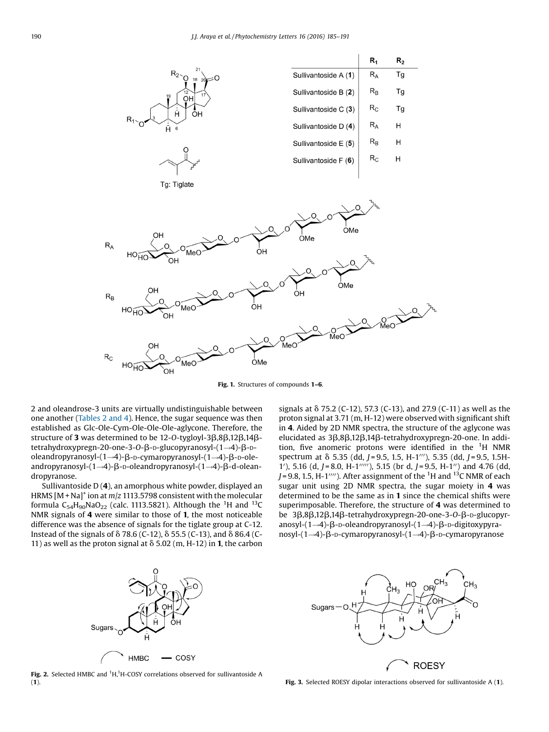**Fig. 1.** Structures of compounds **1–6**.

| | $R_1$ | $R_2$ |
|---|---|---|
| Sullivantoside A (**1**) | $R_A$ | Tg |
| Sullivantoside B (**2**) | $R_B$ | Tg |
| Sullivantoside C (**3**) | $R_C$ | Tg |
| Sullivantoside D (**4**) | $R_A$ | H |
| Sullivantoside E (**5**) | $R_B$ | H |
| Sullivantoside F (**6**) | $R_C$ | H |

2 and oleandrose-3 units are virtually undistinguishable between one another (Tables 2 and 4). Hence, the sugar sequence was then established as Glc-Ole-Cym-Ole-Ole-Ole-aglycone. Therefore, the structure of **3** was determined to be 12-*O*-tygloyl-3β,8β,12β,14β-tetrahydroxypregn-20-one-3-*O*-β-D-glucopyranosyl-(1→4)-β-D-oleandropyranosyl-(1→4)-β-D-cymaropyranosyl-(1→4)-β-D-oleandropyranosyl-(1→4)-β-D-oleandropyranosyl-(1→4)-β-d-oleandropyranose.

Sullivantoside D (**4**), an amorphous white powder, displayed an HRMS $[M+Na]^+$ ion at *m/z* 1113.5798 consistent with the molecular formula $C_{54}H_{90}NaO_{22}$ (calc. 1113.5821). Although the $^1$H and $^{13}$C NMR signals of **4** were similar to those of **1**, the most noticeable difference was the absence of signals for the tiglate group at C-12. Instead of the signals of δ 78.6 (C-12), δ 55.5 (C-13), and δ 86.4 (C-11) as well as the proton signal at δ 5.02 (m, H-12) in **1**, the carbon signals at δ 75.2 (C-12), 57.3 (C-13), and 27.9 (C-11) as well as the proton signal at 3.71 (m, H-12) were observed with significant shift in **4**. Aided by 2D NMR spectra, the structure of the aglycone was elucidated as 3β,8β,12β,14β-tetrahydroxypregn-20-one. In addition, five anomeric protons were identified in the $^1$H NMR spectrum at δ 5.35 (dd, *J* = 9.5, 1.5, H-1‴), 5.35 (dd, *J* = 9.5, 1.5H-1′), 5.16 (d, *J* = 8.0, H-1‴‴), 5.15 (br d, *J* = 9.5, H-1″) and 4.76 (dd, *J* = 9.8, 1.5, H-1⁗). After assignment of the $^1$H and $^{13}$C NMR of each sugar unit using 2D NMR spectra, the sugar moiety in **4** was determined to be the same as in **1** since the chemical shifts were superimposable. Therefore, the structure of **4** was determined to be 3β,8β,12β,14β-tetrahydroxypregn-20-one-3-*O*-β-D-glucopyranosyl-(1→4)-β-D-oleandropyranosyl-(1→4)-β-D-digitoxypyranosyl-(1→4)-β-D-cymaropyranosyl-(1→4)-β-D-cymaropyranose

**Fig. 2.** Selected HMBC and $^1$H,$^1$H-COSY correlations observed for sullivantoside A (**1**).

**Fig. 3.** Selected ROESY dipolar interactions observed for sullivantoside A (**1**).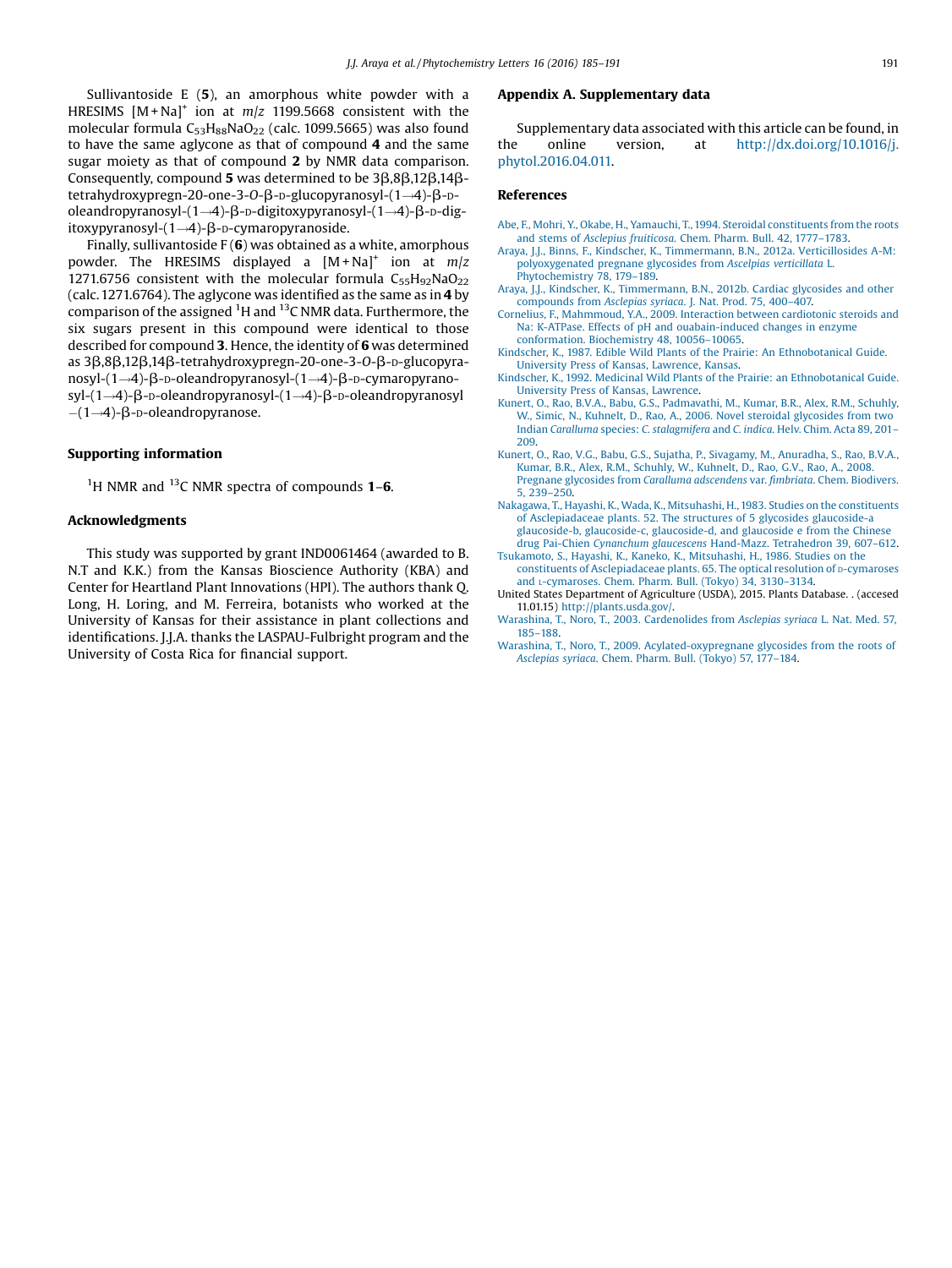Sullivantoside E (**5**), an amorphous white powder with a HRESIMS $[M+Na]^+$ ion at $m/z$ 1199.5668 consistent with the molecular formula $C_{53}H_{88}NaO_{22}$ (calc. 1099.5665) was also found to have the same aglycone as that of compound **4** and the same sugar moiety as that of compound **2** by NMR data comparison. Consequently, compound **5** was determined to be 3β,8β,12β,14β-tetrahydroxypregn-20-one-3-*O*-β-D-glucopyranosyl-(1→4)-β-D-oleandropyranosyl-(1→4)-β-D-digitoxypyranosyl-(1→4)-β-D-digitoxypyranosyl-(1→4)-β-D-cymaropyranoside.

Finally, sullivantoside F (**6**) was obtained as a white, amorphous powder. The HRESIMS displayed a $[M+Na]^+$ ion at $m/z$ 1271.6756 consistent with the molecular formula $C_{55}H_{92}NaO_{22}$ (calc. 1271.6764). The aglycone was identified as the same as in **4** by comparison of the assigned $^1H$ and $^{13}C$ NMR data. Furthermore, the six sugars present in this compound were identical to those described for compound **3**. Hence, the identity of **6** was determined as 3β,8β,12β,14β-tetrahydroxypregn-20-one-3-*O*-β-D-glucopyranosyl-(1→4)-β-D-oleandropyranosyl-(1→4)-β-D-cymaropyranosyl-(1→4)-β-D-oleandropyranosyl-(1→4)-β-D-oleandropyranosyl –(1→4)-β-D-oleandropyranose.

## Supporting information

$^1H$ NMR and $^{13}C$ NMR spectra of compounds **1**–**6**.

## Acknowledgments

This study was supported by grant IND0061464 (awarded to B. N.T and K.K.) from the Kansas Bioscience Authority (KBA) and Center for Heartland Plant Innovations (HPI). The authors thank Q. Long, H. Loring, and M. Ferreira, botanists who worked at the University of Kansas for their assistance in plant collections and identifications. J.J.A. thanks the LASPAU-Fulbright program and the University of Costa Rica for financial support.

## Appendix A. Supplementary data

Supplementary data associated with this article can be found, in the online version, at http://dx.doi.org/10.1016/j.phytol.2016.04.011.

## References

Abe, F., Mohri, Y., Okabe, H., Yamauchi, T., 1994. Steroidal constituents from the roots and stems of *Asclepius fruiticosa*. Chem. Pharm. Bull. 42, 1777–1783.

Araya, J.J., Binns, F., Kindscher, K., Timmermann, B.N., 2012a. Verticillosides A-M: polyoxygenated pregnane glycosides from *Ascelpias verticillata* L. Phytochemistry 78, 179–189.

Araya, J.J., Kindscher, K., Timmermann, B.N., 2012b. Cardiac glycosides and other compounds from *Asclepias syriaca*. J. Nat. Prod. 75, 400–407.

Cornelius, F., Mahmmoud, Y.A., 2009. Interaction between cardiotonic steroids and Na: K-ATPase. Effects of pH and ouabain-induced changes in enzyme conformation. Biochemistry 48, 10056–10065.

Kindscher, K., 1987. Edible Wild Plants of the Prairie: An Ethnobotanical Guide. University Press of Kansas, Lawrence, Kansas.

Kindscher, K., 1992. Medicinal Wild Plants of the Prairie: an Ethnobotanical Guide. University Press of Kansas, Lawrence.

Kunert, O., Rao, B.V.A., Babu, G.S., Padmavathi, M., Kumar, B.R., Alex, R.M., Schuhly, W., Simic, N., Kuhnelt, D., Rao, A., 2006. Novel steroidal glycosides from two Indian *Caralluma* species: *C. stalagmifera* and *C. indica*. Helv. Chim. Acta 89, 201–209.

Kunert, O., Rao, V.G., Babu, G.S., Sujatha, P., Sivagamy, M., Anuradha, S., Rao, B.V.A., Kumar, B.R., Alex, R.M., Schuhly, W., Kuhnelt, D., Rao, G.V., Rao, A., 2008. Pregnane glycosides from *Caralluma adscendens* var. *fimbriata*. Chem. Biodivers. 5, 239–250.

Nakagawa, T., Hayashi, K., Wada, K., Mitsuhashi, H., 1983. Studies on the constituents of Asclepiadaceae plants. 52. The structures of 5 glycosides glaucoside-a glaucoside-b, glaucoside-c, glaucoside-d, and glaucoside e from the Chinese drug Pai-Chien *Cynanchum glaucescens* Hand-Mazz. Tetrahedron 39, 607–612.

Tsukamoto, S., Hayashi, K., Kaneko, K., Mitsuhashi, H., 1986. Studies on the constituents of Asclepiadaceae plants. 65. The optical resolution of D-cymaroses and L-cymaroses. Chem. Pharm. Bull. (Tokyo) 34, 3130–3134.

United States Department of Agriculture (USDA), 2015. Plants Database. . (accesed 11.01.15) http://plants.usda.gov/.

Warashina, T., Noro, T., 2003. Cardenolides from *Asclepias syriaca* L. Nat. Med. 57, 185–188.

Warashina, T., Noro, T., 2009. Acylated-oxypregnane glycosides from the roots of *Asclepias syriaca*. Chem. Pharm. Bull. (Tokyo) 57, 177–184.